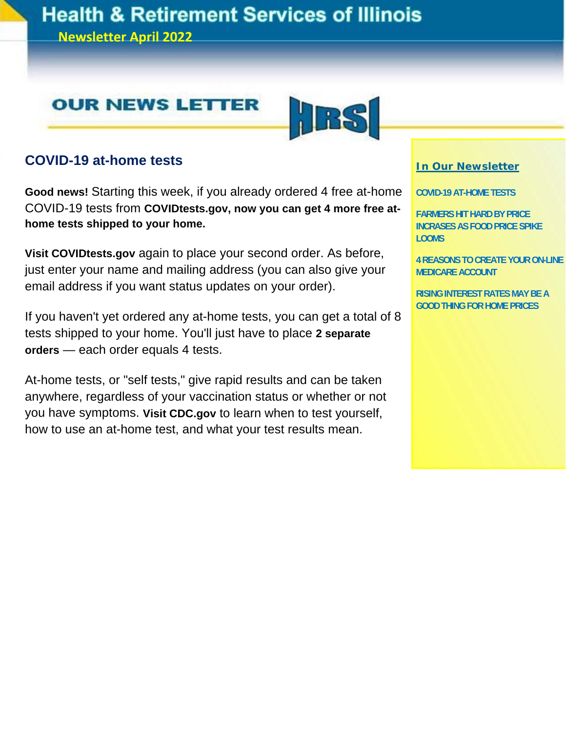# Health & Retirement Services of Illinois

**Newsletter April 2022**

## OUR NEWS LETTER

HRSI

## COVID-19 at-home tests

**Good news!** Starting this week, if you already ordered 4 free at-home COVID-19 tests from **COVIDtests.gov, now you can get 4 more free at-home tests shipped to your home.**

**Visit COVIDtests.gov** again to place your second order. As before, just enter your name and mailing address (you can also give your email address if you want status updates on your order).

If you haven't yet ordered any at-home tests, you can get a total of 8 tests shipped to your home. You'll just have to place **2 separate orders** — each order equals 4 tests.

At-home tests, or "self tests," give rapid results and can be taken anywhere, regardless of your vaccination status or whether or not you have symptoms. **Visit CDC.gov** to learn when to test yourself, how to use an at-home test, and what your test results mean.

### In Our Newsletter

- COVID-19 AT-HOME TESTS
- FARMERS HIT HARD BY PRICE INCRASES AS FOOD PRICE SPIKE LOOMS
- 4 REASONS TO CREATE YOUR ON-LINE MEDICARE ACCOUNT
- RISING INTEREST RATES MAY BE A GOOD THING FOR HOME PRICES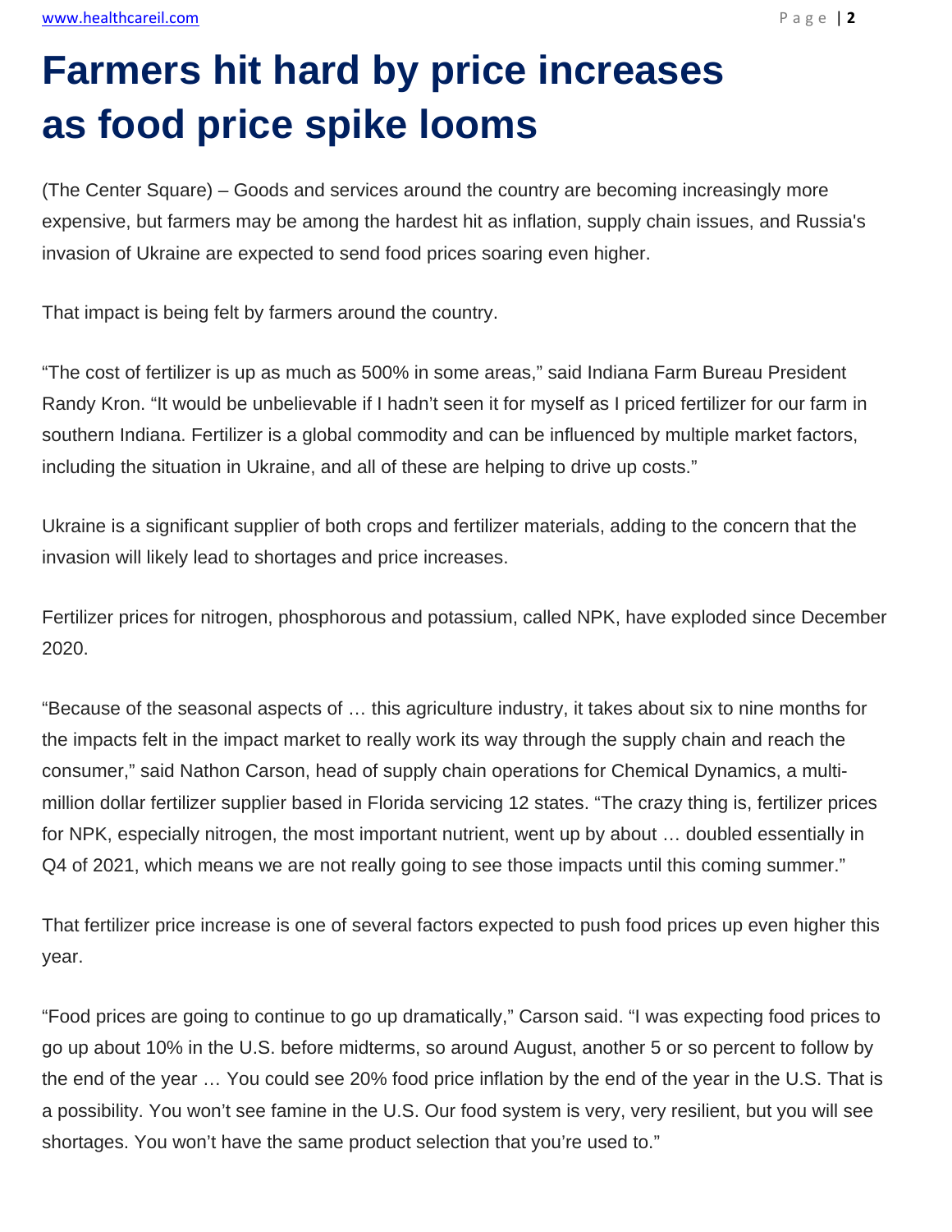# Farmers hit hard by price increases as food price spike looms

(The Center Square) – Goods and services around the country are becoming increasingly more expensive, but farmers may be among the hardest hit as inflation, supply chain issues, and Russia's invasion of Ukraine are expected to send food prices soaring even higher.

That impact is being felt by farmers around the country.

“The cost of fertilizer is up as much as 500% in some areas,” said Indiana Farm Bureau President Randy Kron. “It would be unbelievable if I hadn’t seen it for myself as I priced fertilizer for our farm in southern Indiana. Fertilizer is a global commodity and can be influenced by multiple market factors, including the situation in Ukraine, and all of these are helping to drive up costs.”

Ukraine is a significant supplier of both crops and fertilizer materials, adding to the concern that the invasion will likely lead to shortages and price increases.

Fertilizer prices for nitrogen, phosphorous and potassium, called NPK, have exploded since December 2020.

“Because of the seasonal aspects of … this agriculture industry, it takes about six to nine months for the impacts felt in the impact market to really work its way through the supply chain and reach the consumer,” said Nathon Carson, head of supply chain operations for Chemical Dynamics, a multi-million dollar fertilizer supplier based in Florida servicing 12 states. “The crazy thing is, fertilizer prices for NPK, especially nitrogen, the most important nutrient, went up by about … doubled essentially in Q4 of 2021, which means we are not really going to see those impacts until this coming summer.”

That fertilizer price increase is one of several factors expected to push food prices up even higher this year.

“Food prices are going to continue to go up dramatically,” Carson said. “I was expecting food prices to go up about 10% in the U.S. before midterms, so around August, another 5 or so percent to follow by the end of the year … You could see 20% food price inflation by the end of the year in the U.S. That is a possibility. You won’t see famine in the U.S. Our food system is very, very resilient, but you will see shortages. You won’t have the same product selection that you’re used to.”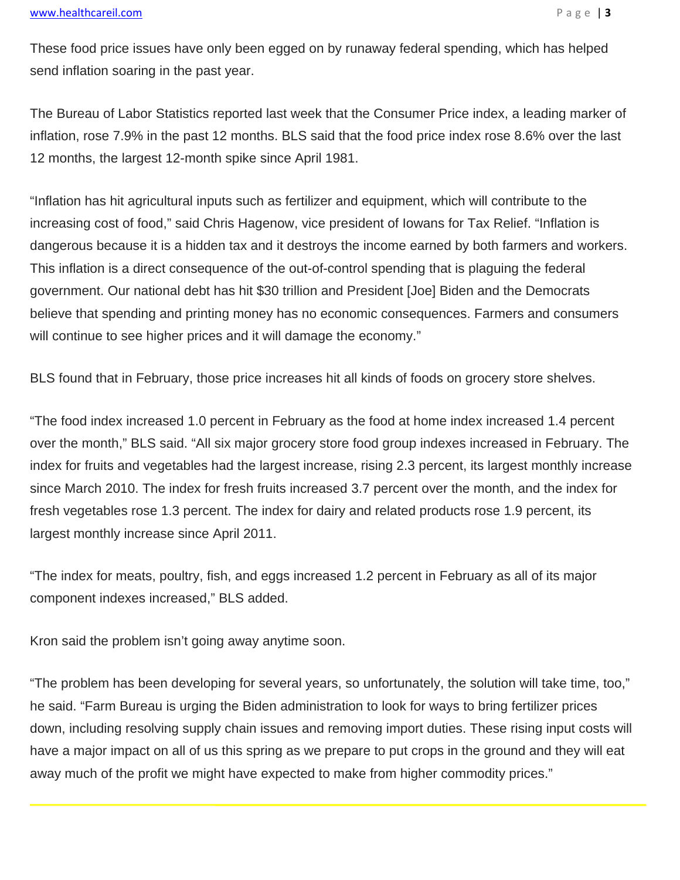These food price issues have only been egged on by runaway federal spending, which has helped send inflation soaring in the past year.

The Bureau of Labor Statistics reported last week that the Consumer Price index, a leading marker of inflation, rose 7.9% in the past 12 months. BLS said that the food price index rose 8.6% over the last 12 months, the largest 12-month spike since April 1981.

"Inflation has hit agricultural inputs such as fertilizer and equipment, which will contribute to the increasing cost of food," said Chris Hagenow, vice president of Iowans for Tax Relief. "Inflation is dangerous because it is a hidden tax and it destroys the income earned by both farmers and workers. This inflation is a direct consequence of the out-of-control spending that is plaguing the federal government. Our national debt has hit $30 trillion and President [Joe] Biden and the Democrats believe that spending and printing money has no economic consequences. Farmers and consumers will continue to see higher prices and it will damage the economy."

BLS found that in February, those price increases hit all kinds of foods on grocery store shelves.

"The food index increased 1.0 percent in February as the food at home index increased 1.4 percent over the month," BLS said. "All six major grocery store food group indexes increased in February. The index for fruits and vegetables had the largest increase, rising 2.3 percent, its largest monthly increase since March 2010. The index for fresh fruits increased 3.7 percent over the month, and the index for fresh vegetables rose 1.3 percent. The index for dairy and related products rose 1.9 percent, its largest monthly increase since April 2011.

"The index for meats, poultry, fish, and eggs increased 1.2 percent in February as all of its major component indexes increased," BLS added.

Kron said the problem isn't going away anytime soon.

"The problem has been developing for several years, so unfortunately, the solution will take time, too," he said. "Farm Bureau is urging the Biden administration to look for ways to bring fertilizer prices down, including resolving supply chain issues and removing import duties. These rising input costs will have a major impact on all of us this spring as we prepare to put crops in the ground and they will eat away much of the profit we might have expected to make from higher commodity prices."

---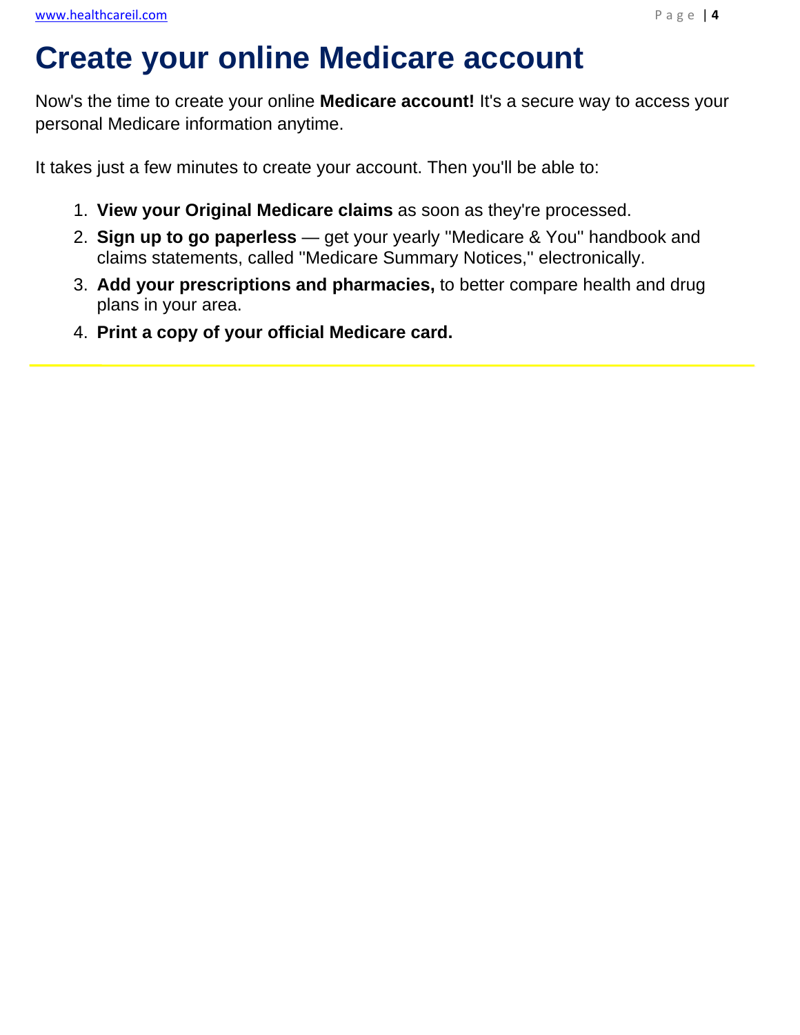# Create your online Medicare account

Now's the time to create your online **Medicare account!** It's a secure way to access your personal Medicare information anytime.

It takes just a few minutes to create your account. Then you'll be able to:

1. **View your Original Medicare claims** as soon as they're processed.
2. **Sign up to go paperless** — get your yearly "Medicare & You" handbook and claims statements, called "Medicare Summary Notices," electronically.
3. **Add your prescriptions and pharmacies,** to better compare health and drug plans in your area.
4. **Print a copy of your official Medicare card.**

---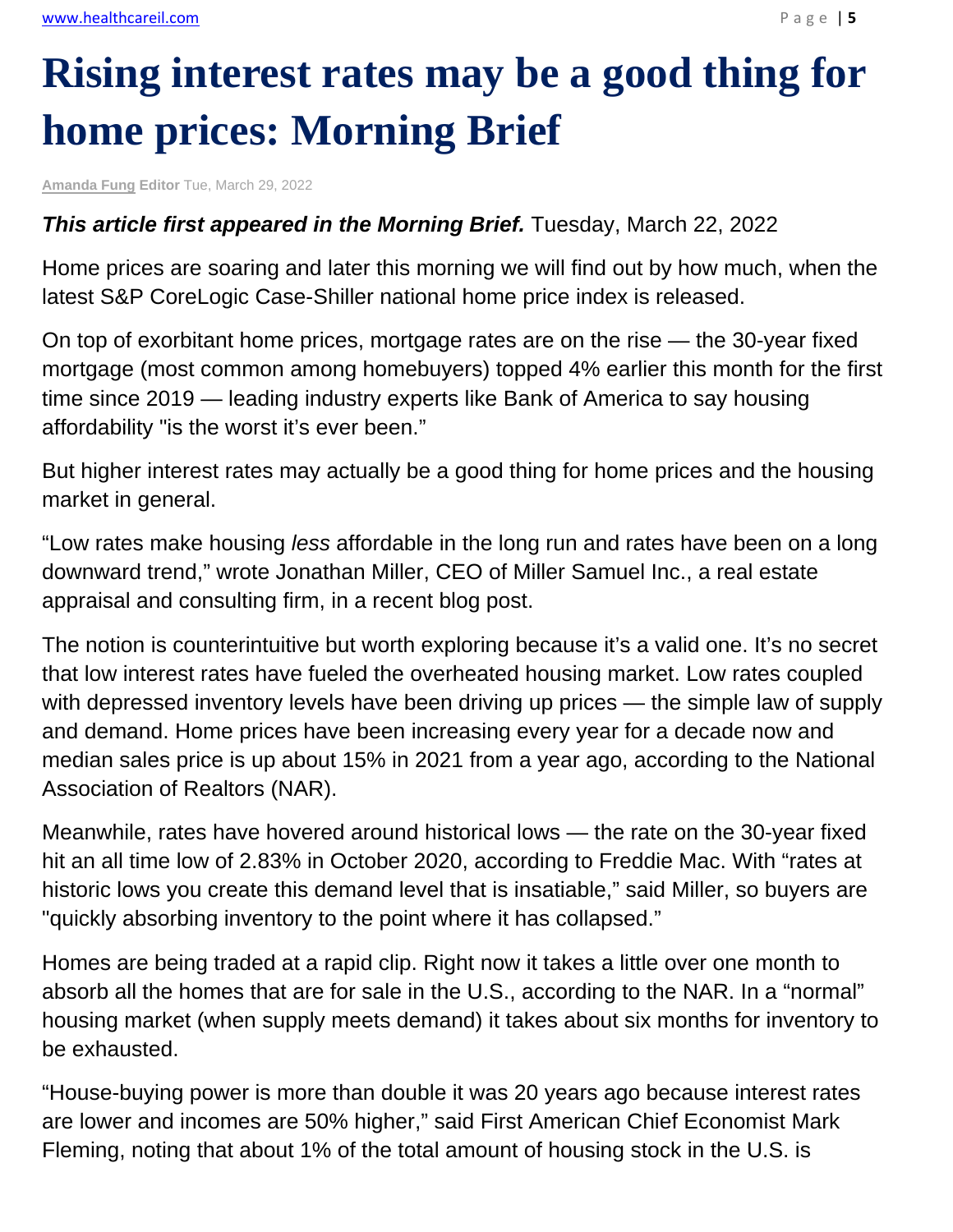# Rising interest rates may be a good thing for home prices: Morning Brief

**Amanda Fung Editor** Tue, March 29, 2022

***This article first appeared in the Morning Brief.*** Tuesday, March 22, 2022

Home prices are soaring and later this morning we will find out by how much, when the latest S&P CoreLogic Case-Shiller national home price index is released.

On top of exorbitant home prices, mortgage rates are on the rise — the 30-year fixed mortgage (most common among homebuyers) topped 4% earlier this month for the first time since 2019 — leading industry experts like Bank of America to say housing affordability "is the worst it's ever been."

But higher interest rates may actually be a good thing for home prices and the housing market in general.

"Low rates make housing *less* affordable in the long run and rates have been on a long downward trend," wrote Jonathan Miller, CEO of Miller Samuel Inc., a real estate appraisal and consulting firm, in a recent blog post.

The notion is counterintuitive but worth exploring because it's a valid one. It's no secret that low interest rates have fueled the overheated housing market. Low rates coupled with depressed inventory levels have been driving up prices — the simple law of supply and demand. Home prices have been increasing every year for a decade now and median sales price is up about 15% in 2021 from a year ago, according to the National Association of Realtors (NAR).

Meanwhile, rates have hovered around historical lows — the rate on the 30-year fixed hit an all time low of 2.83% in October 2020, according to Freddie Mac. With "rates at historic lows you create this demand level that is insatiable," said Miller, so buyers are "quickly absorbing inventory to the point where it has collapsed."

Homes are being traded at a rapid clip. Right now it takes a little over one month to absorb all the homes that are for sale in the U.S., according to the NAR. In a "normal" housing market (when supply meets demand) it takes about six months for inventory to be exhausted.

"House-buying power is more than double it was 20 years ago because interest rates are lower and incomes are 50% higher," said First American Chief Economist Mark Fleming, noting that about 1% of the total amount of housing stock in the U.S. is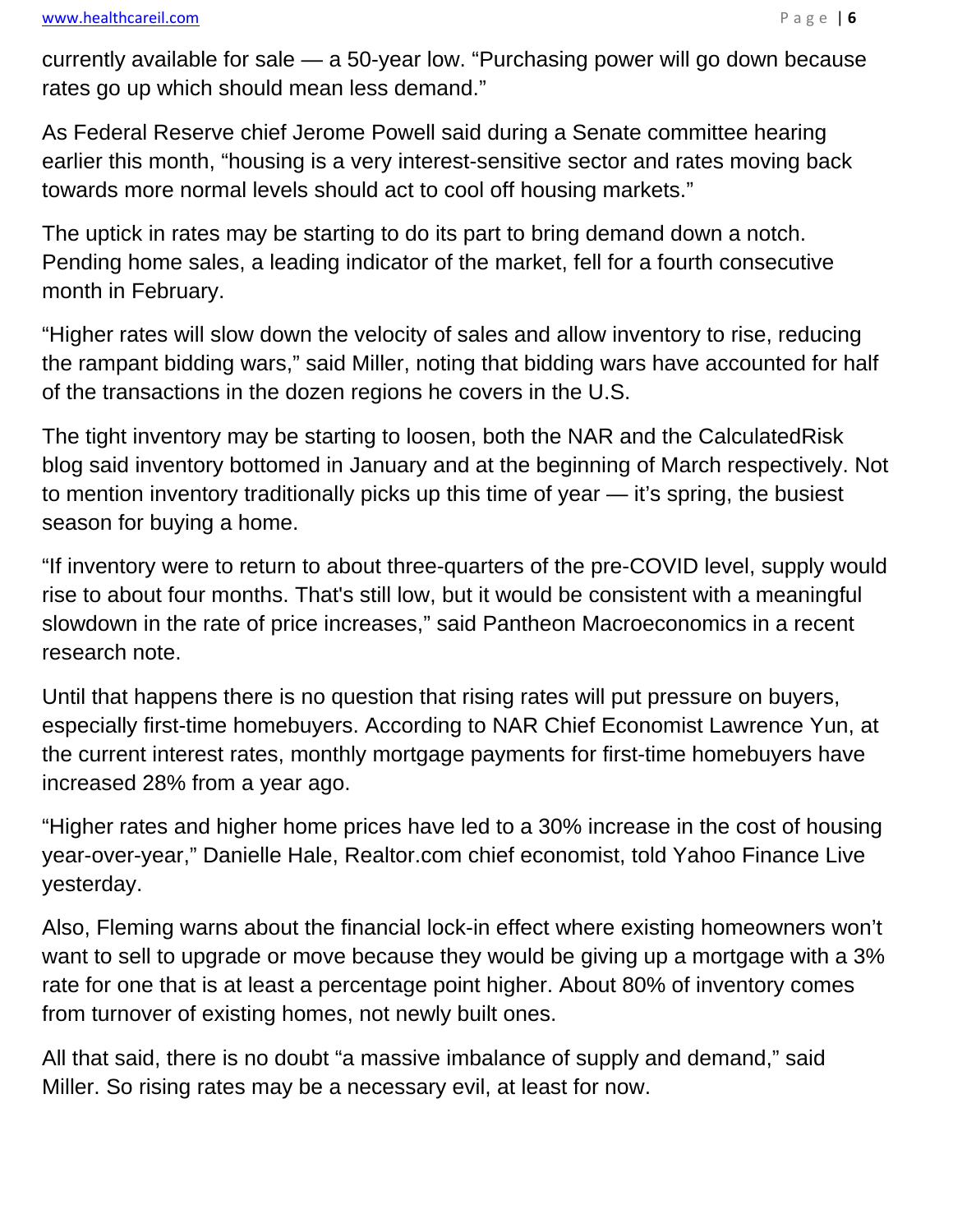currently available for sale — a 50-year low. “Purchasing power will go down because rates go up which should mean less demand.”

As Federal Reserve chief Jerome Powell said during a Senate committee hearing earlier this month, “housing is a very interest-sensitive sector and rates moving back towards more normal levels should act to cool off housing markets.”

The uptick in rates may be starting to do its part to bring demand down a notch. Pending home sales, a leading indicator of the market, fell for a fourth consecutive month in February.

“Higher rates will slow down the velocity of sales and allow inventory to rise, reducing the rampant bidding wars,” said Miller, noting that bidding wars have accounted for half of the transactions in the dozen regions he covers in the U.S.

The tight inventory may be starting to loosen, both the NAR and the CalculatedRisk blog said inventory bottomed in January and at the beginning of March respectively. Not to mention inventory traditionally picks up this time of year — it’s spring, the busiest season for buying a home.

“If inventory were to return to about three-quarters of the pre-COVID level, supply would rise to about four months. That's still low, but it would be consistent with a meaningful slowdown in the rate of price increases,” said Pantheon Macroeconomics in a recent research note.

Until that happens there is no question that rising rates will put pressure on buyers, especially first-time homebuyers. According to NAR Chief Economist Lawrence Yun, at the current interest rates, monthly mortgage payments for first-time homebuyers have increased 28% from a year ago.

“Higher rates and higher home prices have led to a 30% increase in the cost of housing year-over-year,” Danielle Hale, Realtor.com chief economist, told Yahoo Finance Live yesterday.

Also, Fleming warns about the financial lock-in effect where existing homeowners won’t want to sell to upgrade or move because they would be giving up a mortgage with a 3% rate for one that is at least a percentage point higher. About 80% of inventory comes from turnover of existing homes, not newly built ones.

All that said, there is no doubt “a massive imbalance of supply and demand,” said Miller. So rising rates may be a necessary evil, at least for now.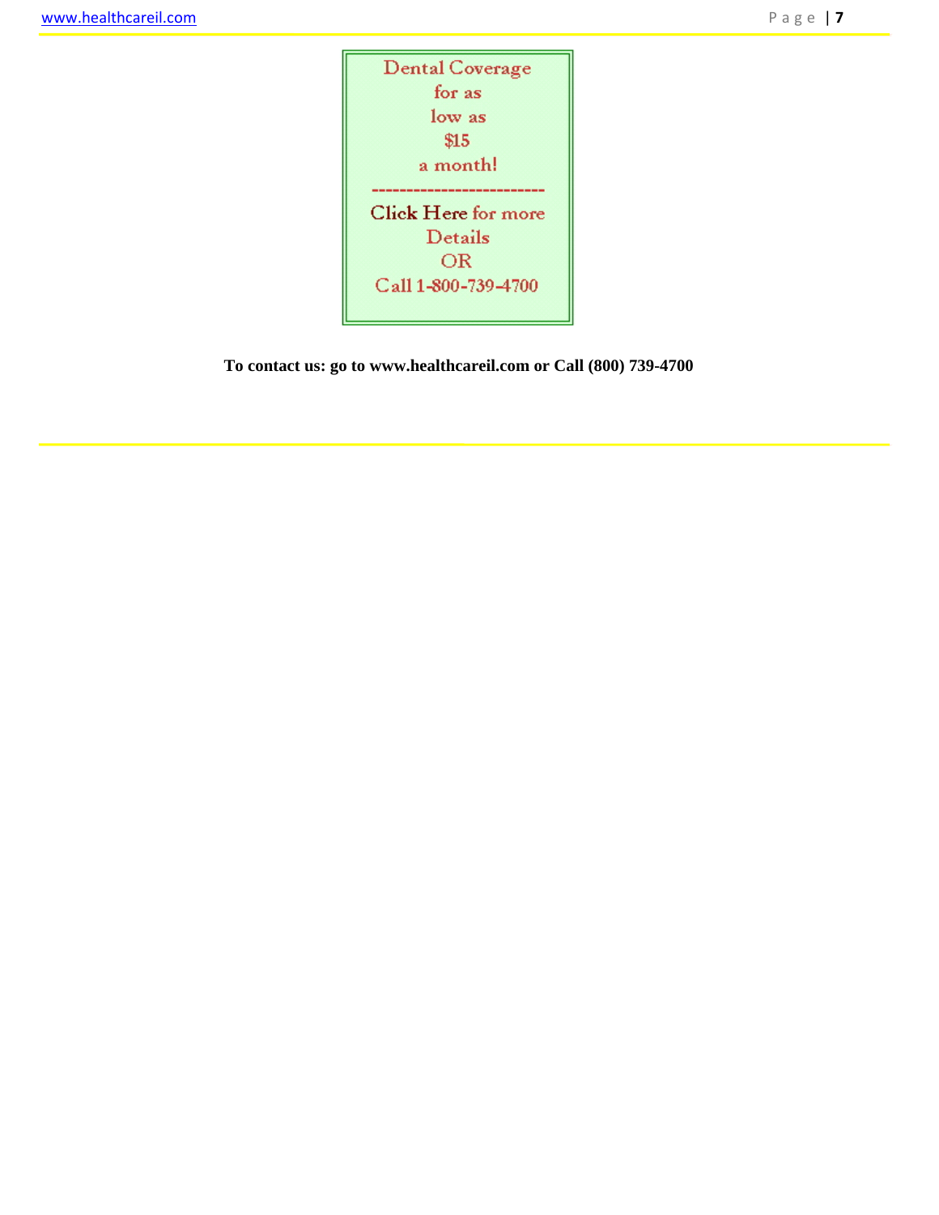Dental Coverage
for as
low as
$15
a month!

-------------------------

Click Here for more
Details
OR
Call 1-800-739-4700

**To contact us: go to www.healthcareil.com or Call (800) 739-4700**